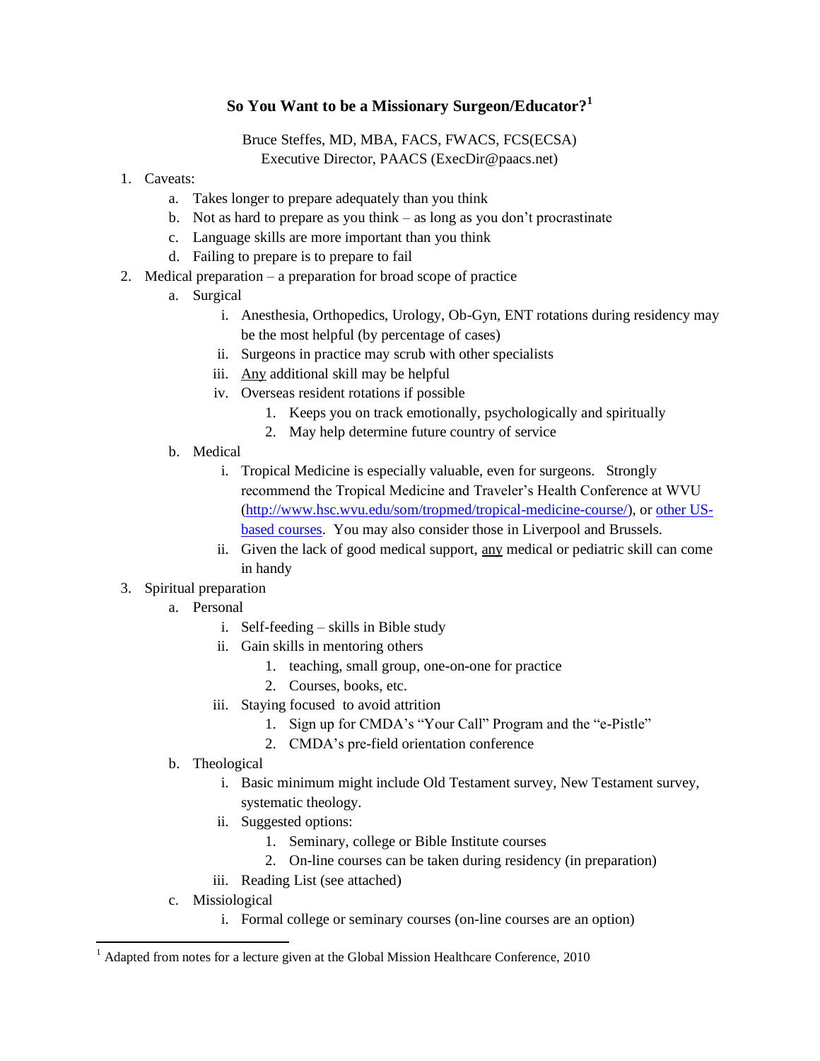# So You Want to be a Missionary Surgeon/Educator?[1]

Bruce Steffes, MD, MBA, FACS, FWACS, FCS(ECSA)
Executive Director, PAACS (ExecDir@paacs.net)

1. Caveats:
    a. Takes longer to prepare adequately than you think
    b. Not as hard to prepare as you think – as long as you don't procrastinate
    c. Language skills are more important than you think
    d. Failing to prepare is to prepare to fail
2. Medical preparation – a preparation for broad scope of practice
    a. Surgical
        i. Anesthesia, Orthopedics, Urology, Ob-Gyn, ENT rotations during residency may be the most helpful (by percentage of cases)
        ii. Surgeons in practice may scrub with other specialists
        iii. Any additional skill may be helpful
        iv. Overseas resident rotations if possible
            1. Keeps you on track emotionally, psychologically and spiritually
            2. May help determine future country of service
    b. Medical
        i. Tropical Medicine is especially valuable, even for surgeons. Strongly recommend the Tropical Medicine and Traveler's Health Conference at WVU (http://www.hsc.wvu.edu/som/tropmed/tropical-medicine-course/), or other US-based courses. You may also consider those in Liverpool and Brussels.
        ii. Given the lack of good medical support, any medical or pediatric skill can come in handy
3. Spiritual preparation
    a. Personal
        i. Self-feeding – skills in Bible study
        ii. Gain skills in mentoring others
            1. teaching, small group, one-on-one for practice
            2. Courses, books, etc.
        iii. Staying focused to avoid attrition
            1. Sign up for CMDA's "Your Call" Program and the "e-Pistle"
            2. CMDA's pre-field orientation conference
    b. Theological
        i. Basic minimum might include Old Testament survey, New Testament survey, systematic theology.
        ii. Suggested options:
            1. Seminary, college or Bible Institute courses
            2. On-line courses can be taken during residency (in preparation)
        iii. Reading List (see attached)
    c. Missiological
        i. Formal college or seminary courses (on-line courses are an option)

[1] Adapted from notes for a lecture given at the Global Mission Healthcare Conference, 2010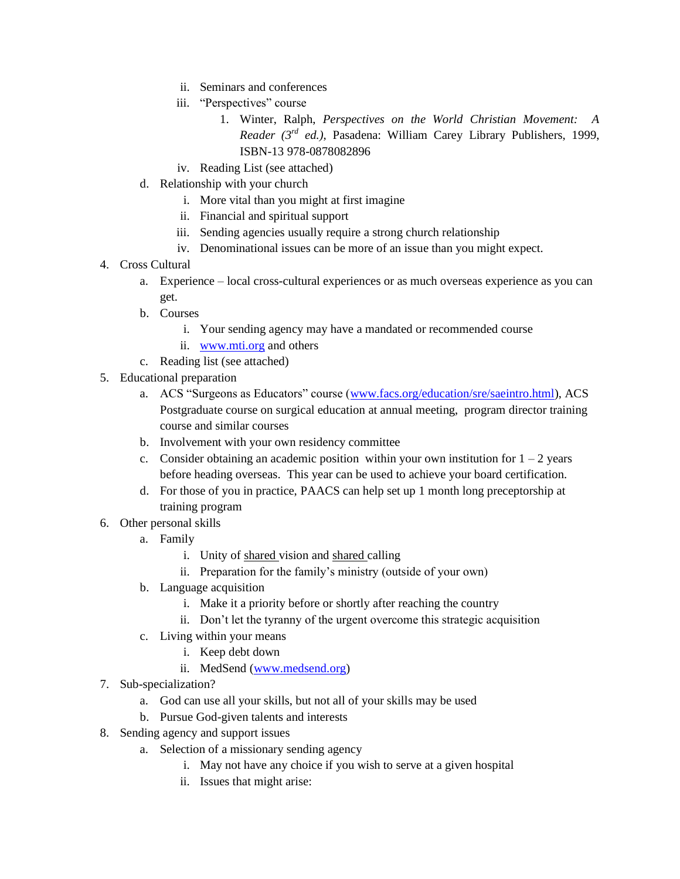- ii. Seminars and conferences
   - iii. "Perspectives" course
     1. Winter, Ralph, *Perspectives on the World Christian Movement: A Reader (3rd ed.)*, Pasadena: William Carey Library Publishers, 1999, ISBN-13 978-0878082896
   - iv. Reading List (see attached)
- d. Relationship with your church
   - i. More vital than you might at first imagine
   - ii. Financial and spiritual support
   - iii. Sending agencies usually require a strong church relationship
   - iv. Denominational issues can be more of an issue than you might expect.

4. Cross Cultural
   - a. Experience – local cross-cultural experiences or as much overseas experience as you can get.
   - b. Courses
     - i. Your sending agency may have a mandated or recommended course
     - ii. [www.mti.org](http://www.mti.org) and others
   - c. Reading list (see attached)
5. Educational preparation
   - a. ACS "Surgeons as Educators" course ([www.facs.org/education/sre/saeintro.html](http://www.facs.org/education/sre/saeintro.html)), ACS Postgraduate course on surgical education at annual meeting, program director training course and similar courses
   - b. Involvement with your own residency committee
   - c. Consider obtaining an academic position within your own institution for 1 – 2 years before heading overseas. This year can be used to achieve your board certification.
   - d. For those of you in practice, PAACS can help set up 1 month long preceptorship at training program
6. Other personal skills
   - a. Family
     - i. Unity of <u>shared</u> vision and <u>shared</u> calling
     - ii. Preparation for the family's ministry (outside of your own)
   - b. Language acquisition
     - i. Make it a priority before or shortly after reaching the country
     - ii. Don't let the tyranny of the urgent overcome this strategic acquisition
   - c. Living within your means
     - i. Keep debt down
     - ii. MedSend ([www.medsend.org](http://www.medsend.org))
7. Sub-specialization?
   - a. God can use all your skills, but not all of your skills may be used
   - b. Pursue God-given talents and interests
8. Sending agency and support issues
   - a. Selection of a missionary sending agency
     - i. May not have any choice if you wish to serve at a given hospital
     - ii. Issues that might arise: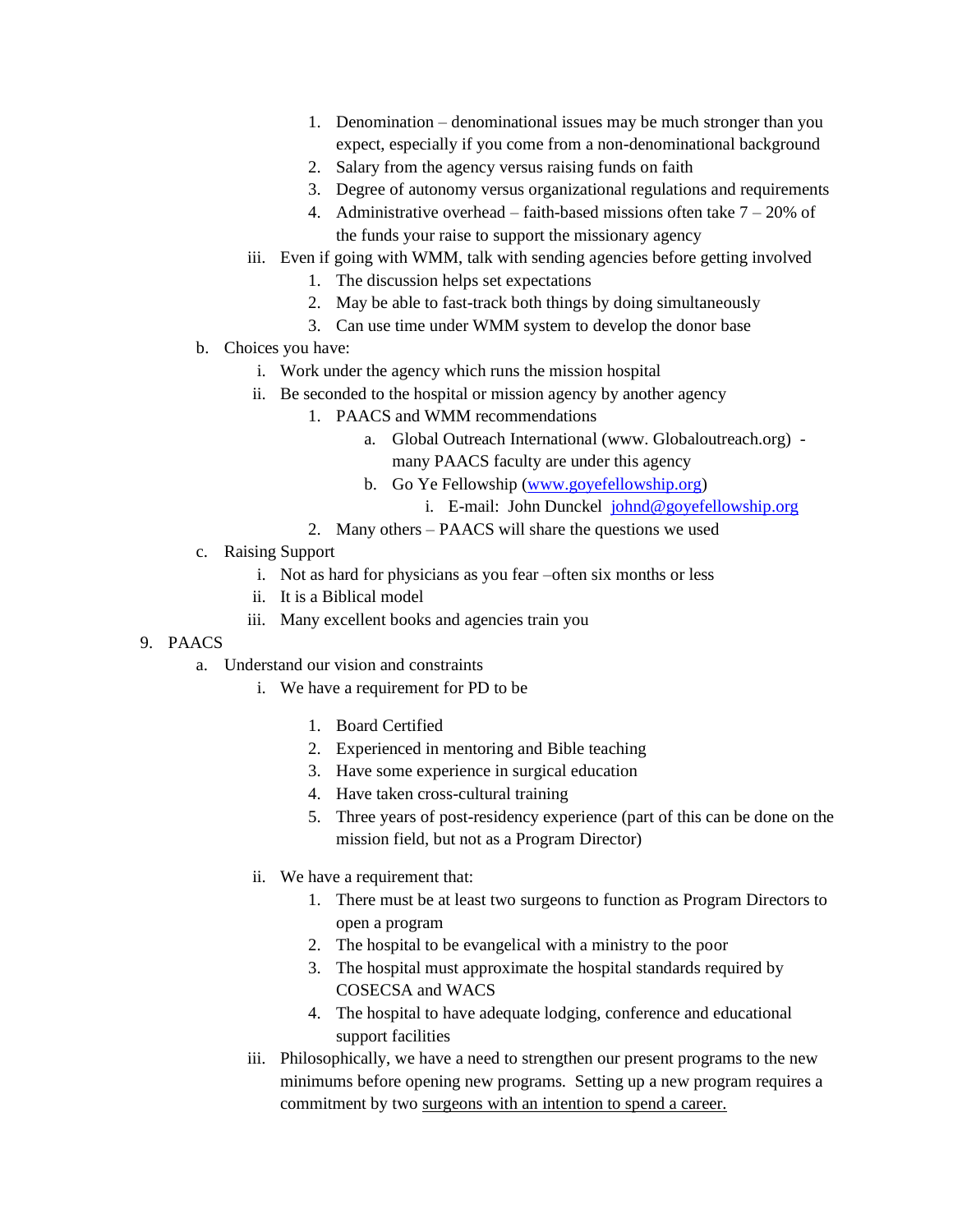1. Denomination – denominational issues may be much stronger than you expect, especially if you come from a non-denominational background
            2. Salary from the agency versus raising funds on faith
            3. Degree of autonomy versus organizational regulations and requirements
            4. Administrative overhead – faith-based missions often take 7 – 20% of the funds your raise to support the missionary agency
        iii. Even if going with WMM, talk with sending agencies before getting involved
            1. The discussion helps set expectations
            2. May be able to fast-track both things by doing simultaneously
            3. Can use time under WMM system to develop the donor base
    b. Choices you have:
        i. Work under the agency which runs the mission hospital
        ii. Be seconded to the hospital or mission agency by another agency
            1. PAACS and WMM recommendations
                a. Global Outreach International (www. Globaloutreach.org) - many PAACS faculty are under this agency
                b. Go Ye Fellowship ([www.goyefellowship.org](www.goyefellowship.org))
                    i. E-mail: John Dunckel [johnd@goyefellowship.org](mailto:johnd@goyefellowship.org)
            2. Many others – PAACS will share the questions we used
    c. Raising Support
        i. Not as hard for physicians as you fear –often six months or less
        ii. It is a Biblical model
        iii. Many excellent books and agencies train you

9. PAACS
    a. Understand our vision and constraints
        i. We have a requirement for PD to be
            1. Board Certified
            2. Experienced in mentoring and Bible teaching
            3. Have some experience in surgical education
            4. Have taken cross-cultural training
            5. Three years of post-residency experience (part of this can be done on the mission field, but not as a Program Director)
        ii. We have a requirement that:
            1. There must be at least two surgeons to function as Program Directors to open a program
            2. The hospital to be evangelical with a ministry to the poor
            3. The hospital must approximate the hospital standards required by COSECSA and WACS
            4. The hospital to have adequate lodging, conference and educational support facilities
        iii. Philosophically, we have a need to strengthen our present programs to the new minimums before opening new programs. Setting up a new program requires a commitment by two <u>surgeons with an intention to spend a career.</u>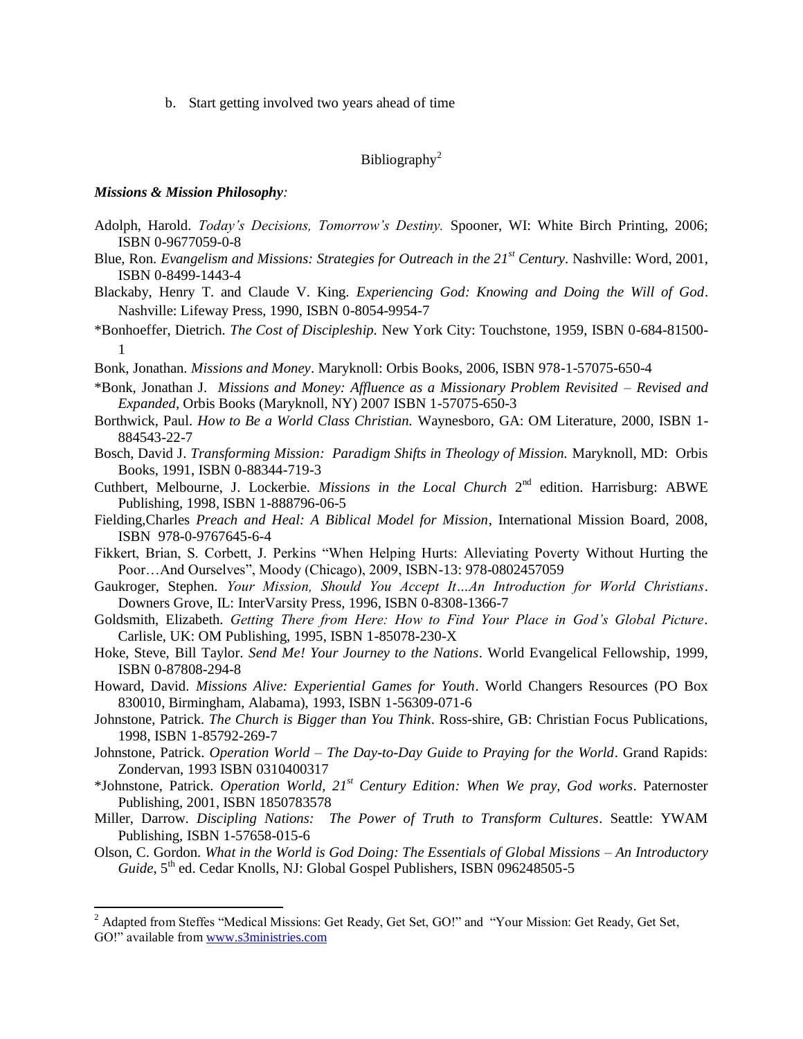b. Start getting involved two years ahead of time

## Bibliography[2]

***Missions & Mission Philosophy**:*

Adolph, Harold. *Today's Decisions, Tomorrow's Destiny.* Spooner, WI: White Birch Printing, 2006; ISBN 0-9677059-0-8

Blue, Ron. *Evangelism and Missions: Strategies for Outreach in the 21st Century*. Nashville: Word, 2001, ISBN 0-8499-1443-4

Blackaby, Henry T. and Claude V. King. *Experiencing God: Knowing and Doing the Will of God*. Nashville: Lifeway Press, 1990, ISBN 0-8054-9954-7

*Bonhoeffer, Dietrich. *The Cost of Discipleship.* New York City: Touchstone, 1959, ISBN 0-684-81500-1

Bonk, Jonathan. *Missions and Money*. Maryknoll: Orbis Books, 2006, ISBN 978-1-57075-650-4

*Bonk, Jonathan J. *Missions and Money: Affluence as a Missionary Problem Revisited – Revised and Expanded*, Orbis Books (Maryknoll, NY) 2007 ISBN 1-57075-650-3

Borthwick, Paul. *How to Be a World Class Christian.* Waynesboro, GA: OM Literature, 2000, ISBN 1-884543-22-7

Bosch, David J. *Transforming Mission: Paradigm Shifts in Theology of Mission.* Maryknoll, MD: Orbis Books, 1991, ISBN 0-88344-719-3

Cuthbert, Melbourne, J. Lockerbie. *Missions in the Local Church* 2nd edition. Harrisburg: ABWE Publishing, 1998, ISBN 1-888796-06-5

Fielding,Charles *Preach and Heal: A Biblical Model for Mission*, International Mission Board, 2008, ISBN 978-0-9767645-6-4

Fikkert, Brian, S. Corbett, J. Perkins "When Helping Hurts: Alleviating Poverty Without Hurting the Poor…And Ourselves", Moody (Chicago), 2009, ISBN-13: 978-0802457059

Gaukroger, Stephen. *Your Mission, Should You Accept It…An Introduction for World Christians*. Downers Grove, IL: InterVarsity Press, 1996, ISBN 0-8308-1366-7

Goldsmith, Elizabeth. *Getting There from Here: How to Find Your Place in God's Global Picture*. Carlisle, UK: OM Publishing, 1995, ISBN 1-85078-230-X

Hoke, Steve, Bill Taylor. *Send Me! Your Journey to the Nations*. World Evangelical Fellowship, 1999, ISBN 0-87808-294-8

Howard, David. *Missions Alive: Experiential Games for Youth*. World Changers Resources (PO Box 830010, Birmingham, Alabama), 1993, ISBN 1-56309-071-6

Johnstone, Patrick. *The Church is Bigger than You Think*. Ross-shire, GB: Christian Focus Publications, 1998, ISBN 1-85792-269-7

Johnstone, Patrick. *Operation World – The Day-to-Day Guide to Praying for the World*. Grand Rapids: Zondervan, 1993 ISBN 0310400317

*Johnstone, Patrick. *Operation World, 21st Century Edition: When We pray, God works*. Paternoster Publishing, 2001, ISBN 1850783578

Miller, Darrow. *Discipling Nations: The Power of Truth to Transform Cultures*. Seattle: YWAM Publishing, ISBN 1-57658-015-6

Olson, C. Gordon. *What in the World is God Doing: The Essentials of Global Missions – An Introductory Guide*, 5th ed. Cedar Knolls, NJ: Global Gospel Publishers, ISBN 096248505-5

---

[2] Adapted from Steffes "Medical Missions: Get Ready, Get Set, GO!" and "Your Mission: Get Ready, Get Set, GO!" available from www.s3ministries.com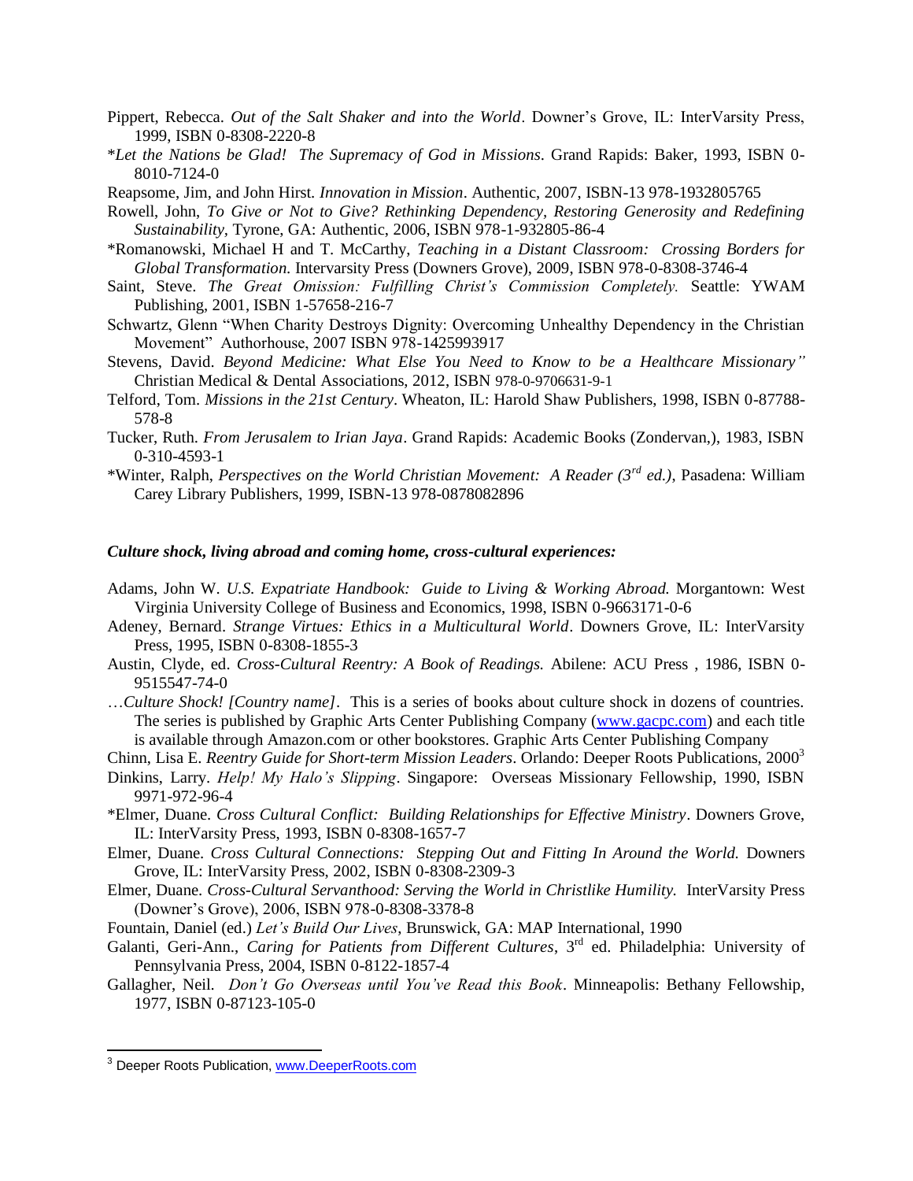Pippert, Rebecca. *Out of the Salt Shaker and into the World*. Downer's Grove, IL: InterVarsity Press, 1999, ISBN 0-8308-2220-8

*Let the Nations be Glad! The Supremacy of God in Missions*. Grand Rapids: Baker, 1993, ISBN 0-8010-7124-0

Reapsome, Jim, and John Hirst. *Innovation in Mission*. Authentic, 2007, ISBN-13 978-1932805765

Rowell, John, *To Give or Not to Give? Rethinking Dependency, Restoring Generosity and Redefining Sustainability*, Tyrone, GA: Authentic, 2006, ISBN 978-1-932805-86-4

*Romanowski, Michael H and T. McCarthy, *Teaching in a Distant Classroom: Crossing Borders for Global Transformation.* Intervarsity Press (Downers Grove), 2009, ISBN 978-0-8308-3746-4

Saint, Steve. *The Great Omission: Fulfilling Christ's Commission Completely.* Seattle: YWAM Publishing, 2001, ISBN 1-57658-216-7

Schwartz, Glenn "When Charity Destroys Dignity: Overcoming Unhealthy Dependency in the Christian Movement" Authorhouse, 2007 ISBN 978-1425993917

Stevens, David. *Beyond Medicine: What Else You Need to Know to be a Healthcare Missionary"* Christian Medical & Dental Associations, 2012, ISBN 978-0-9706631-9-1

Telford, Tom. *Missions in the 21st Century*. Wheaton, IL: Harold Shaw Publishers, 1998, ISBN 0-87788-578-8

Tucker, Ruth. *From Jerusalem to Irian Jaya*. Grand Rapids: Academic Books (Zondervan,), 1983, ISBN 0-310-4593-1

*Winter, Ralph, *Perspectives on the World Christian Movement: A Reader (3rd ed.)*, Pasadena: William Carey Library Publishers, 1999, ISBN-13 978-0878082896

***Culture shock, living abroad and coming home, cross-cultural experiences:***

Adams, John W. *U.S. Expatriate Handbook: Guide to Living & Working Abroad.* Morgantown: West Virginia University College of Business and Economics, 1998, ISBN 0-9663171-0-6

Adeney, Bernard. *Strange Virtues: Ethics in a Multicultural World*. Downers Grove, IL: InterVarsity Press, 1995, ISBN 0-8308-1855-3

Austin, Clyde, ed. *Cross-Cultural Reentry: A Book of Readings.* Abilene: ACU Press , 1986, ISBN 0-9515547-74-0

…*Culture Shock! [Country name]*. This is a series of books about culture shock in dozens of countries. The series is published by Graphic Arts Center Publishing Company (www.gacpc.com) and each title is available through Amazon.com or other bookstores. Graphic Arts Center Publishing Company

Chinn, Lisa E. *Reentry Guide for Short-term Mission Leaders*. Orlando: Deeper Roots Publications, 2000[3]

Dinkins, Larry. *Help! My Halo's Slipping*. Singapore: Overseas Missionary Fellowship, 1990, ISBN 9971-972-96-4

*Elmer, Duane. *Cross Cultural Conflict: Building Relationships for Effective Ministry*. Downers Grove, IL: InterVarsity Press, 1993, ISBN 0-8308-1657-7

Elmer, Duane. *Cross Cultural Connections: Stepping Out and Fitting In Around the World.* Downers Grove, IL: InterVarsity Press, 2002, ISBN 0-8308-2309-3

Elmer, Duane. *Cross-Cultural Servanthood: Serving the World in Christlike Humility.* InterVarsity Press (Downer's Grove), 2006, ISBN 978-0-8308-3378-8

Fountain, Daniel (ed.) *Let's Build Our Lives*, Brunswick, GA: MAP International, 1990

Galanti, Geri-Ann., *Caring for Patients from Different Cultures*, 3rd ed. Philadelphia: University of Pennsylvania Press, 2004, ISBN 0-8122-1857-4

Gallagher, Neil. *Don't Go Overseas until You've Read this Book*. Minneapolis: Bethany Fellowship, 1977, ISBN 0-87123-105-0

---

[3] Deeper Roots Publication, www.DeeperRoots.com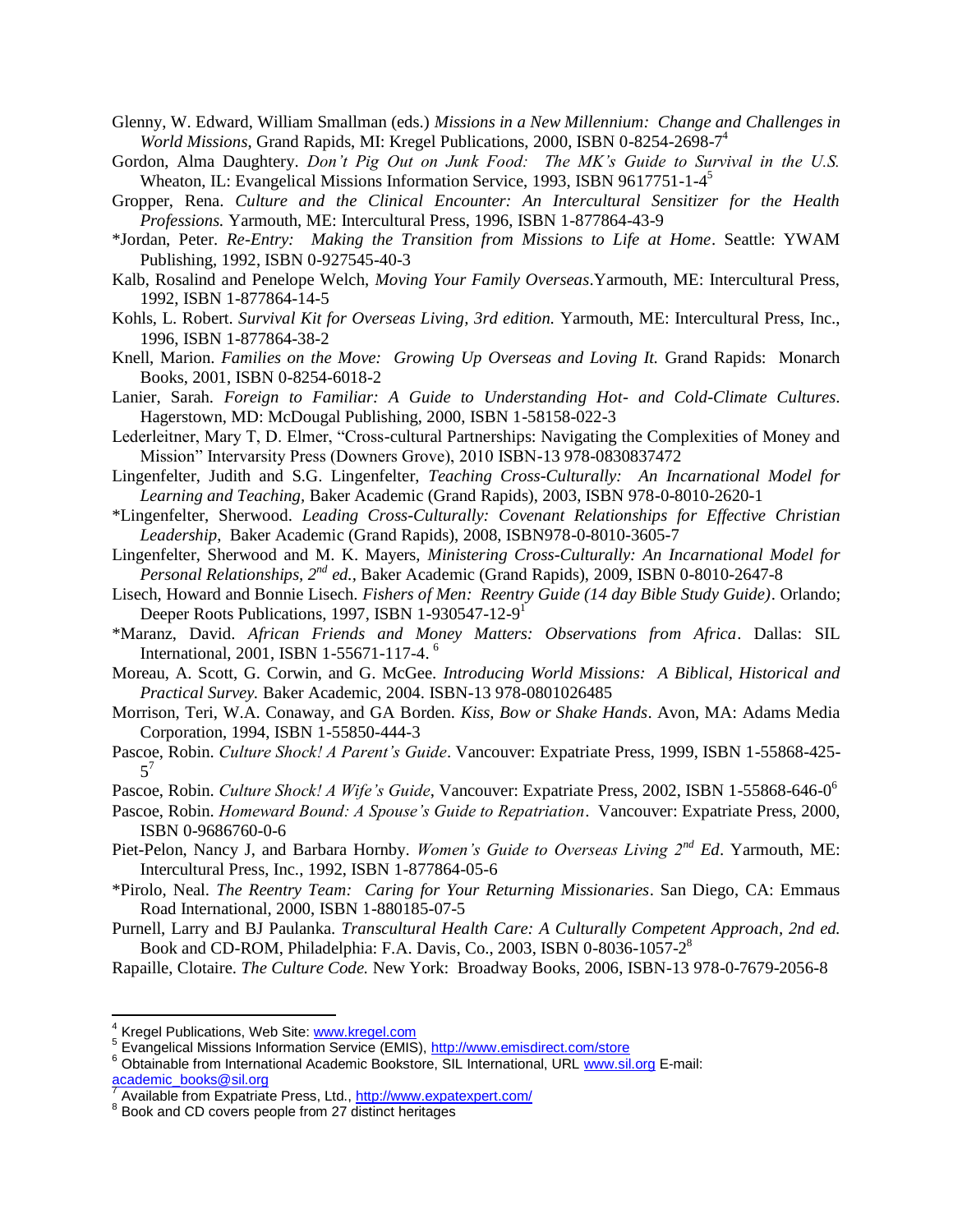Glenny, W. Edward, William Smallman (eds.) *Missions in a New Millennium: Change and Challenges in World Missions*, Grand Rapids, MI: Kregel Publications, 2000, ISBN 0-8254-2698-7[4]

Gordon, Alma Daughtery. *Don't Pig Out on Junk Food: The MK's Guide to Survival in the U.S.* Wheaton, IL: Evangelical Missions Information Service, 1993, ISBN 9617751-1-4[5]

Gropper, Rena. *Culture and the Clinical Encounter: An Intercultural Sensitizer for the Health Professions.* Yarmouth, ME: Intercultural Press, 1996, ISBN 1-877864-43-9

*Jordan, Peter. *Re-Entry: Making the Transition from Missions to Life at Home*. Seattle: YWAM Publishing, 1992, ISBN 0-927545-40-3

Kalb, Rosalind and Penelope Welch, *Moving Your Family Overseas*.Yarmouth, ME: Intercultural Press, 1992, ISBN 1-877864-14-5

Kohls, L. Robert. *Survival Kit for Overseas Living, 3rd edition.* Yarmouth, ME: Intercultural Press, Inc., 1996, ISBN 1-877864-38-2

Knell, Marion. *Families on the Move: Growing Up Overseas and Loving It.* Grand Rapids: Monarch Books, 2001, ISBN 0-8254-6018-2

Lanier, Sarah. *Foreign to Familiar: A Guide to Understanding Hot- and Cold-Climate Cultures*. Hagerstown, MD: McDougal Publishing, 2000, ISBN 1-58158-022-3

Lederleitner, Mary T, D. Elmer, "Cross-cultural Partnerships: Navigating the Complexities of Money and Mission" Intervarsity Press (Downers Grove), 2010 ISBN-13 978-0830837472

Lingenfelter, Judith and S.G. Lingenfelter, *Teaching Cross-Culturally: An Incarnational Model for Learning and Teaching,* Baker Academic (Grand Rapids), 2003, ISBN 978-0-8010-2620-1

*Lingenfelter, Sherwood. *Leading Cross-Culturally: Covenant Relationships for Effective Christian Leadership*, Baker Academic (Grand Rapids), 2008, ISBN978-0-8010-3605-7

Lingenfelter, Sherwood and M. K. Mayers, *Ministering Cross-Culturally: An Incarnational Model for Personal Relationships, 2nd ed.,* Baker Academic (Grand Rapids), 2009, ISBN 0-8010-2647-8

Lisech, Howard and Bonnie Lisech. *Fishers of Men: Reentry Guide (14 day Bible Study Guide)*. Orlando; Deeper Roots Publications, 1997, ISBN 1-930547-12-9[1]

*Maranz, David. *African Friends and Money Matters: Observations from Africa*. Dallas: SIL International, 2001, ISBN 1-55671-117-4. [6]

Moreau, A. Scott, G. Corwin, and G. McGee. *Introducing World Missions: A Biblical, Historical and Practical Survey.* Baker Academic, 2004. ISBN-13 978-0801026485

Morrison, Teri, W.A. Conaway, and GA Borden. *Kiss, Bow or Shake Hands*. Avon, MA: Adams Media Corporation, 1994, ISBN 1-55850-444-3

Pascoe, Robin. *Culture Shock! A Parent's Guide*. Vancouver: Expatriate Press, 1999, ISBN 1-55868-425-5[7]

Pascoe, Robin. *Culture Shock! A Wife's Guide*, Vancouver: Expatriate Press, 2002, ISBN 1-55868-646-0[6]

Pascoe, Robin. *Homeward Bound: A Spouse's Guide to Repatriation*. Vancouver: Expatriate Press, 2000, ISBN 0-9686760-0-6

Piet-Pelon, Nancy J, and Barbara Hornby. *Women's Guide to Overseas Living 2nd Ed*. Yarmouth, ME: Intercultural Press, Inc., 1992, ISBN 1-877864-05-6

*Pirolo, Neal. *The Reentry Team: Caring for Your Returning Missionaries*. San Diego, CA: Emmaus Road International, 2000, ISBN 1-880185-07-5

Purnell, Larry and BJ Paulanka. *Transcultural Health Care: A Culturally Competent Approach, 2nd ed.* Book and CD-ROM, Philadelphia: F.A. Davis, Co., 2003, ISBN 0-8036-1057-2[8]

Rapaille, Clotaire. *The Culture Code.* New York: Broadway Books, 2006, ISBN-13 978-0-7679-2056-8

---

[4] Kregel Publications, Web Site: www.kregel.com

[5] Evangelical Missions Information Service (EMIS), http://www.emisdirect.com/store

[6] Obtainable from International Academic Bookstore, SIL International, URL www.sil.org E-mail: academic_books@sil.org

[7] Available from Expatriate Press, Ltd., http://www.expatexpert.com/

[8] Book and CD covers people from 27 distinct heritages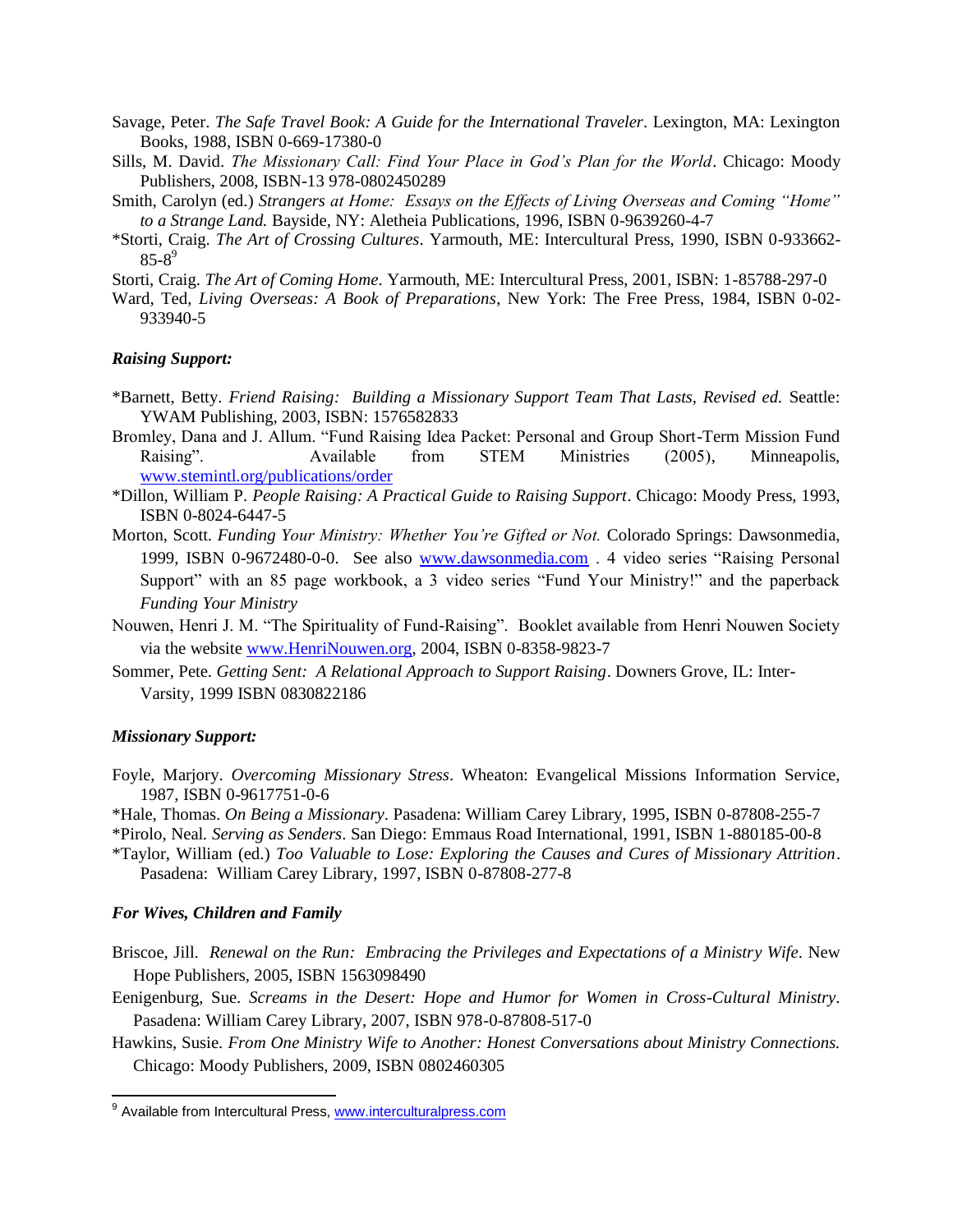Savage, Peter. *The Safe Travel Book: A Guide for the International Traveler*. Lexington, MA: Lexington Books, 1988, ISBN 0-669-17380-0

Sills, M. David. *The Missionary Call: Find Your Place in God's Plan for the World*. Chicago: Moody Publishers, 2008, ISBN-13 978-0802450289

Smith, Carolyn (ed.) *Strangers at Home: Essays on the Effects of Living Overseas and Coming "Home" to a Strange Land.* Bayside, NY: Aletheia Publications, 1996, ISBN 0-9639260-4-7

*Storti, Craig. *The Art of Crossing Cultures*. Yarmouth, ME: Intercultural Press, 1990, ISBN 0-933662-85-8[9]

Storti, Craig. *The Art of Coming Home*. Yarmouth, ME: Intercultural Press, 2001, ISBN: 1-85788-297-0

Ward, Ted, *Living Overseas: A Book of Preparations*, New York: The Free Press, 1984, ISBN 0-02-933940-5

### *Raising Support:*

*Barnett, Betty. *Friend Raising: Building a Missionary Support Team That Lasts, Revised ed.* Seattle: YWAM Publishing, 2003, ISBN: 1576582833

Bromley, Dana and J. Allum. "Fund Raising Idea Packet: Personal and Group Short-Term Mission Fund Raising". Available from STEM Ministries (2005), Minneapolis, www.stemintl.org/publications/order

*Dillon, William P. *People Raising: A Practical Guide to Raising Support*. Chicago: Moody Press, 1993, ISBN 0-8024-6447-5

Morton, Scott. *Funding Your Ministry: Whether You're Gifted or Not.* Colorado Springs: Dawsonmedia, 1999, ISBN 0-9672480-0-0. See also www.dawsonmedia.com . 4 video series "Raising Personal Support" with an 85 page workbook, a 3 video series "Fund Your Ministry!" and the paperback *Funding Your Ministry*

Nouwen, Henri J. M. "The Spirituality of Fund-Raising". Booklet available from Henri Nouwen Society via the website www.HenriNouwen.org, 2004, ISBN 0-8358-9823-7

Sommer, Pete. *Getting Sent: A Relational Approach to Support Raising*. Downers Grove, IL: Inter-Varsity, 1999 ISBN 0830822186

### *Missionary Support:*

Foyle, Marjory. *Overcoming Missionary Stress*. Wheaton: Evangelical Missions Information Service, 1987, ISBN 0-9617751-0-6

*Hale, Thomas. *On Being a Missionary*. Pasadena: William Carey Library, 1995, ISBN 0-87808-255-7

*Pirolo, Neal. *Serving as Senders*. San Diego: Emmaus Road International, 1991, ISBN 1-880185-00-8

*Taylor, William (ed.) *Too Valuable to Lose: Exploring the Causes and Cures of Missionary Attrition*. Pasadena: William Carey Library, 1997, ISBN 0-87808-277-8

### *For Wives, Children and Family*

Briscoe, Jill. *Renewal on the Run: Embracing the Privileges and Expectations of a Ministry Wife*. New Hope Publishers, 2005, ISBN 1563098490

Eenigenburg, Sue. *Screams in the Desert: Hope and Humor for Women in Cross-Cultural Ministry*. Pasadena: William Carey Library, 2007, ISBN 978-0-87808-517-0

Hawkins, Susie. *From One Ministry Wife to Another: Honest Conversations about Ministry Connections.* Chicago: Moody Publishers, 2009, ISBN 0802460305

---

[9] Available from Intercultural Press, www.interculturalpress.com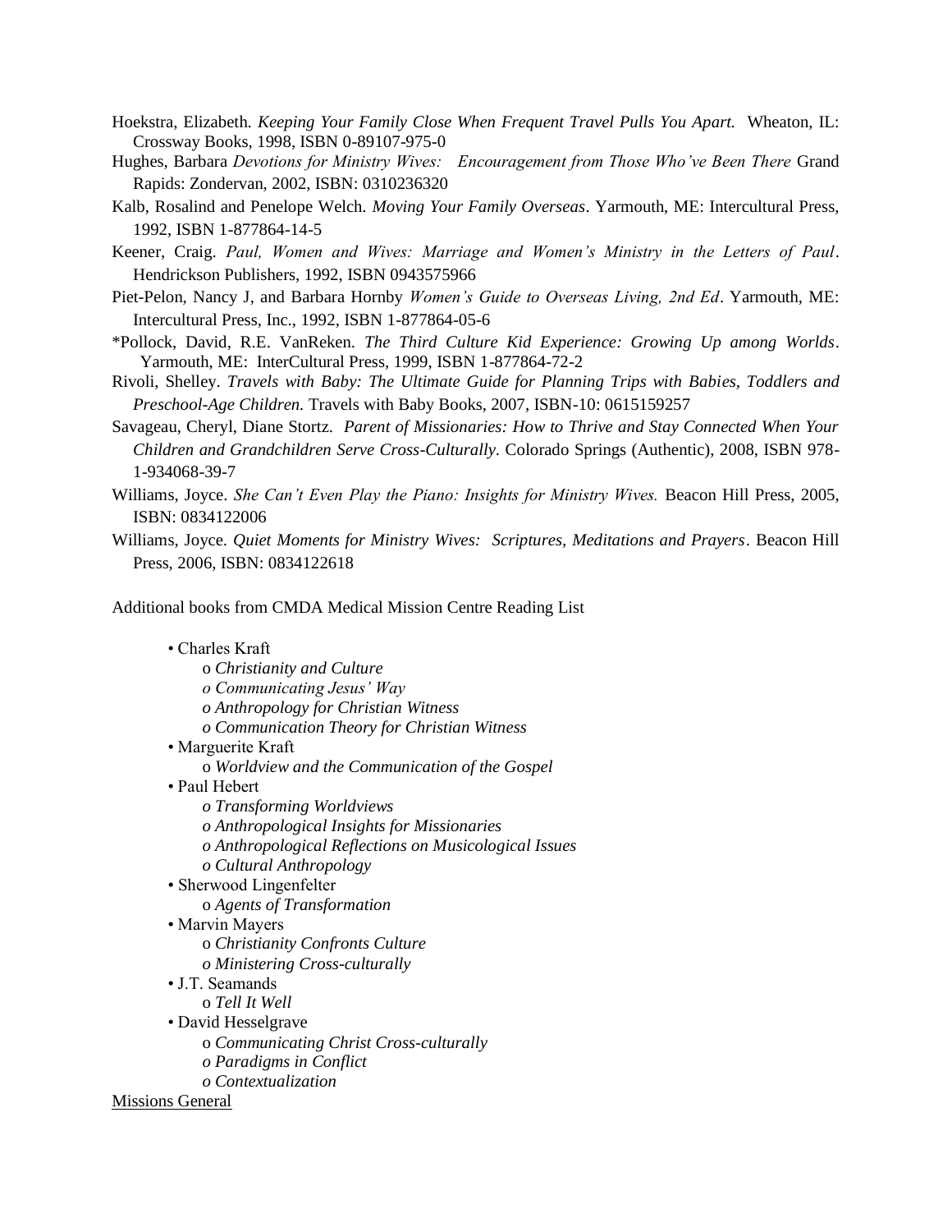Hoekstra, Elizabeth. *Keeping Your Family Close When Frequent Travel Pulls You Apart.* Wheaton, IL: Crossway Books, 1998, ISBN 0-89107-975-0

Hughes, Barbara *Devotions for Ministry Wives: Encouragement from Those Who've Been There* Grand Rapids: Zondervan, 2002, ISBN: 0310236320

Kalb, Rosalind and Penelope Welch. *Moving Your Family Overseas*. Yarmouth, ME: Intercultural Press, 1992, ISBN 1-877864-14-5

Keener, Craig. *Paul, Women and Wives: Marriage and Women's Ministry in the Letters of Paul*. Hendrickson Publishers, 1992, ISBN 0943575966

Piet-Pelon, Nancy J, and Barbara Hornby *Women's Guide to Overseas Living, 2nd Ed*. Yarmouth, ME: Intercultural Press, Inc., 1992, ISBN 1-877864-05-6

*Pollock, David, R.E. VanReken. *The Third Culture Kid Experience: Growing Up among Worlds*. Yarmouth, ME: InterCultural Press, 1999, ISBN 1-877864-72-2

Rivoli, Shelley. *Travels with Baby: The Ultimate Guide for Planning Trips with Babies, Toddlers and Preschool-Age Children.* Travels with Baby Books, 2007, ISBN-10: 0615159257

Savageau, Cheryl, Diane Stortz. *Parent of Missionaries: How to Thrive and Stay Connected When Your Children and Grandchildren Serve Cross-Culturally*. Colorado Springs (Authentic), 2008, ISBN 978-1-934068-39-7

Williams, Joyce. *She Can't Even Play the Piano: Insights for Ministry Wives.* Beacon Hill Press, 2005, ISBN: 0834122006

Williams, Joyce. *Quiet Moments for Ministry Wives: Scriptures, Meditations and Prayers*. Beacon Hill Press, 2006, ISBN: 0834122618

Additional books from CMDA Medical Mission Centre Reading List

- Charles Kraft
  - *Christianity and Culture*
  - *Communicating Jesus' Way*
  - *Anthropology for Christian Witness*
  - *Communication Theory for Christian Witness*
- Marguerite Kraft
  - *Worldview and the Communication of the Gospel*
- Paul Hebert
  - *Transforming Worldviews*
  - *Anthropological Insights for Missionaries*
  - *Anthropological Reflections on Musicological Issues*
  - *Cultural Anthropology*
- Sherwood Lingenfelter
  - *Agents of Transformation*
- Marvin Mayers
  - *Christianity Confronts Culture*
  - *Ministering Cross-culturally*
- J.T. Seamands
  - *Tell It Well*
- David Hesselgrave
  - *Communicating Christ Cross-culturally*
  - *Paradigms in Conflict*
  - *Contextualization*

<u>Missions General</u>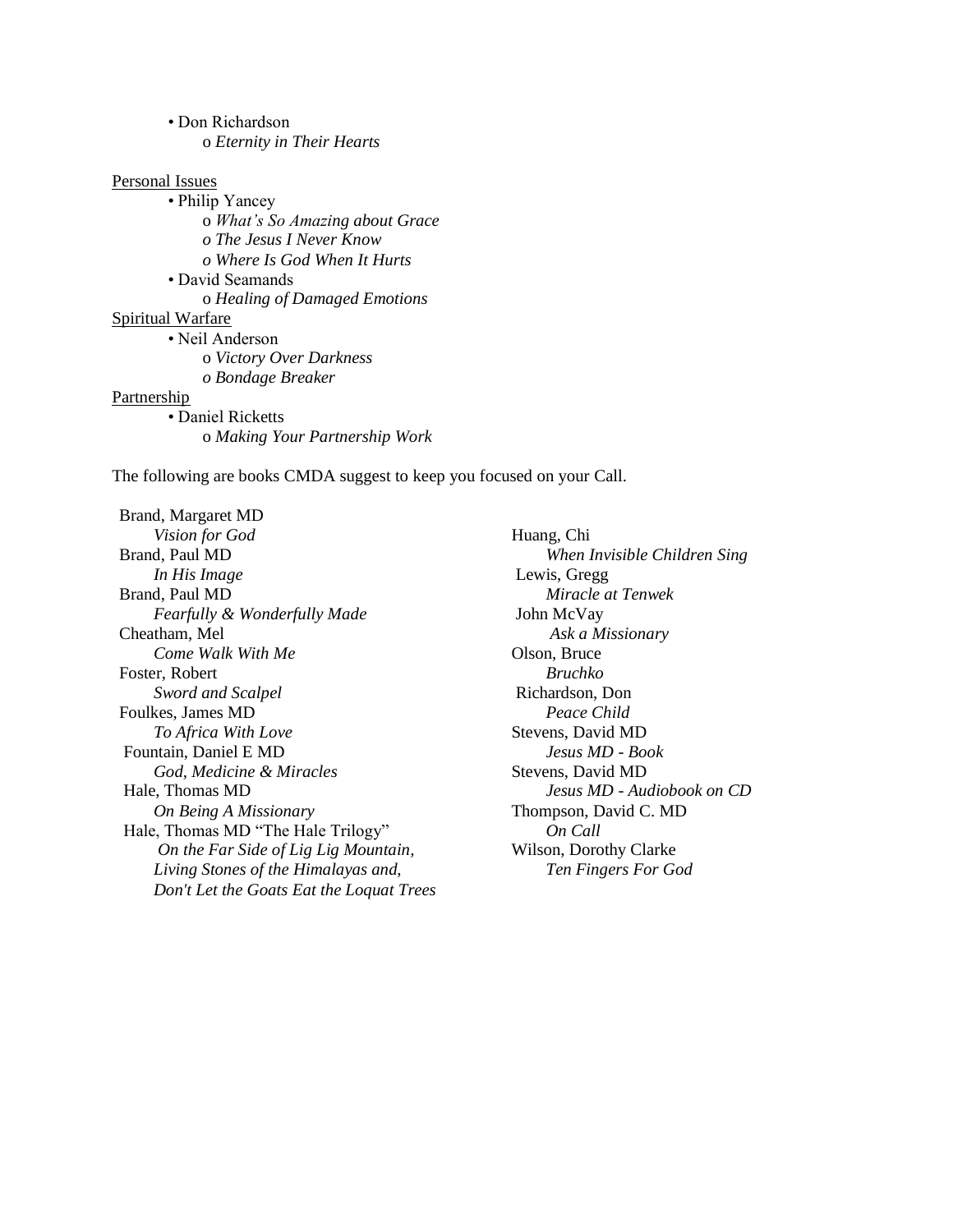- Don Richardson
  - *Eternity in Their Hearts*

Personal Issues

- Philip Yancey
  - *What's So Amazing about Grace*
  - *The Jesus I Never Know*
  - *Where Is God When It Hurts*
- David Seamands
  - *Healing of Damaged Emotions*

Spiritual Warfare

- Neil Anderson
  - *Victory Over Darkness*
  - *Bondage Breaker*

Partnership

- Daniel Ricketts
  - *Making Your Partnership Work*

The following are books CMDA suggest to keep you focused on your Call.

Brand, Margaret MD
*Vision for God*
Brand, Paul MD
*In His Image*
Brand, Paul MD
*Fearfully & Wonderfully Made*
Cheatham, Mel
*Come Walk With Me*
Foster, Robert
*Sword and Scalpel*
Foulkes, James MD
*To Africa With Love*
Fountain, Daniel E MD
*God, Medicine & Miracles*
Hale, Thomas MD
*On Being A Missionary*
Hale, Thomas MD "The Hale Trilogy"
*On the Far Side of Lig Lig Mountain, Living Stones of the Himalayas and, Don't Let the Goats Eat the Loquat Trees*

Huang, Chi
*When Invisible Children Sing*
Lewis, Gregg
*Miracle at Tenwek*
John McVay
*Ask a Missionary*
Olson, Bruce
*Bruchko*
Richardson, Don
*Peace Child*
Stevens, David MD
*Jesus MD - Book*
Stevens, David MD
*Jesus MD - Audiobook on CD*
Thompson, David C. MD
*On Call*
Wilson, Dorothy Clarke
*Ten Fingers For God*